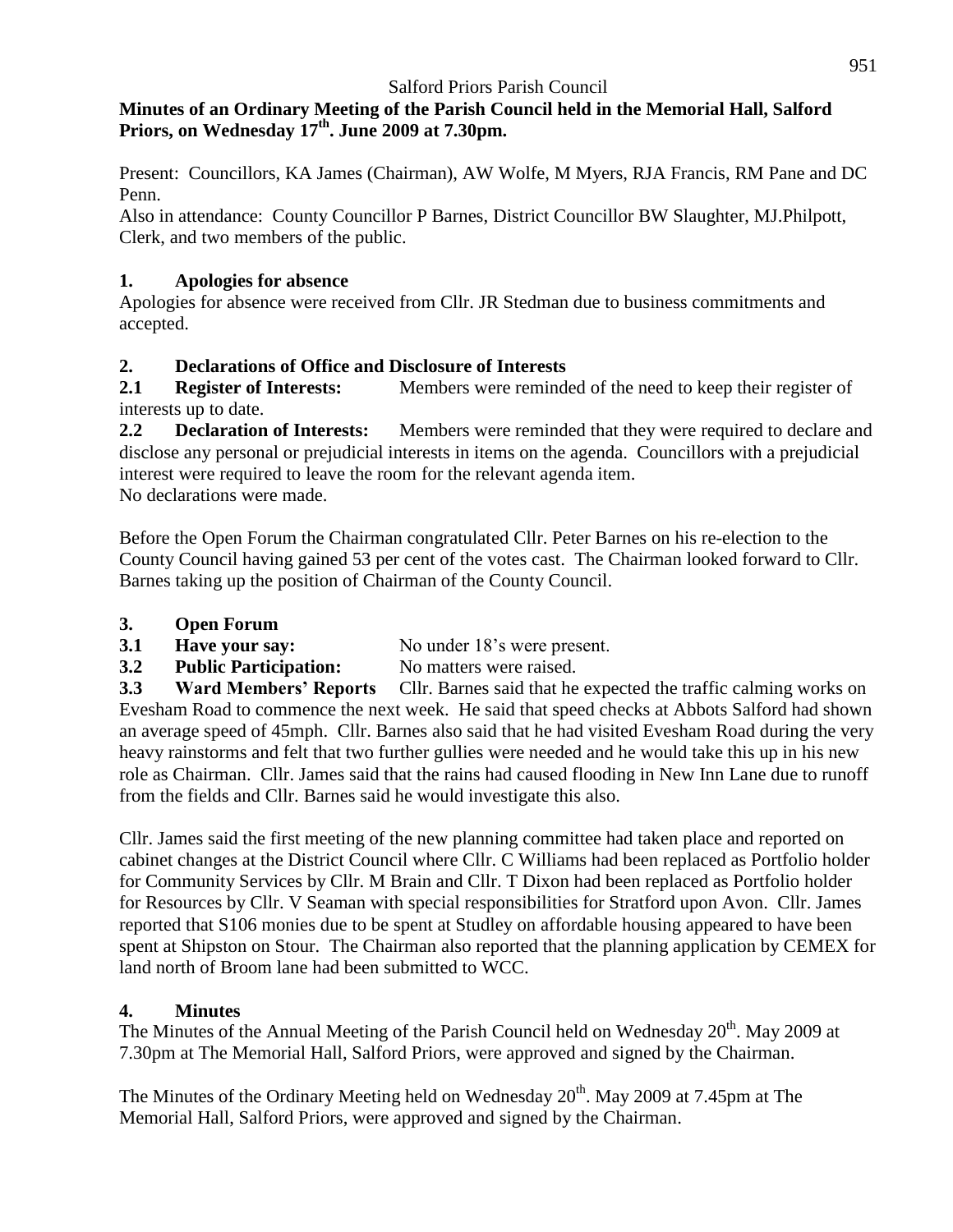Salford Priors Parish Council

**Minutes of an Ordinary Meeting of the Parish Council held in the Memorial Hall, Salford Priors, on Wednesday 17th. June 2009 at 7.30pm.**

Present: Councillors, KA James (Chairman), AW Wolfe, M Myers, RJA Francis, RM Pane and DC Penn.

Also in attendance: County Councillor P Barnes, District Councillor BW Slaughter, MJ.Philpott, Clerk, and two members of the public.

## 1. Apologies for absence

Apologies for absence were received from Cllr. JR Stedman due to business commitments and accepted.

## 2. Declarations of Office and Disclosure of Interests

**2.1 Register of Interests:** Members were reminded of the need to keep their register of interests up to date.

**2.2 Declaration of Interests:** Members were reminded that they were required to declare and disclose any personal or prejudicial interests in items on the agenda. Councillors with a prejudicial interest were required to leave the room for the relevant agenda item.

No declarations were made.

Before the Open Forum the Chairman congratulated Cllr. Peter Barnes on his re-election to the County Council having gained 53 per cent of the votes cast. The Chairman looked forward to Cllr. Barnes taking up the position of Chairman of the County Council.

## 3. Open Forum

**3.1 Have your say:** No under 18's were present.

**3.2 Public Participation:** No matters were raised.

**3.3 Ward Members' Reports** Cllr. Barnes said that he expected the traffic calming works on Evesham Road to commence the next week. He said that speed checks at Abbots Salford had shown an average speed of 45mph. Cllr. Barnes also said that he had visited Evesham Road during the very heavy rainstorms and felt that two further gullies were needed and he would take this up in his new role as Chairman. Cllr. James said that the rains had caused flooding in New Inn Lane due to runoff from the fields and Cllr. Barnes said he would investigate this also.

Cllr. James said the first meeting of the new planning committee had taken place and reported on cabinet changes at the District Council where Cllr. C Williams had been replaced as Portfolio holder for Community Services by Cllr. M Brain and Cllr. T Dixon had been replaced as Portfolio holder for Resources by Cllr. V Seaman with special responsibilities for Stratford upon Avon. Cllr. James reported that S106 monies due to be spent at Studley on affordable housing appeared to have been spent at Shipston on Stour. The Chairman also reported that the planning application by CEMEX for land north of Broom lane had been submitted to WCC.

## 4. Minutes

The Minutes of the Annual Meeting of the Parish Council held on Wednesday 20th. May 2009 at 7.30pm at The Memorial Hall, Salford Priors, were approved and signed by the Chairman.

The Minutes of the Ordinary Meeting held on Wednesday 20th. May 2009 at 7.45pm at The Memorial Hall, Salford Priors, were approved and signed by the Chairman.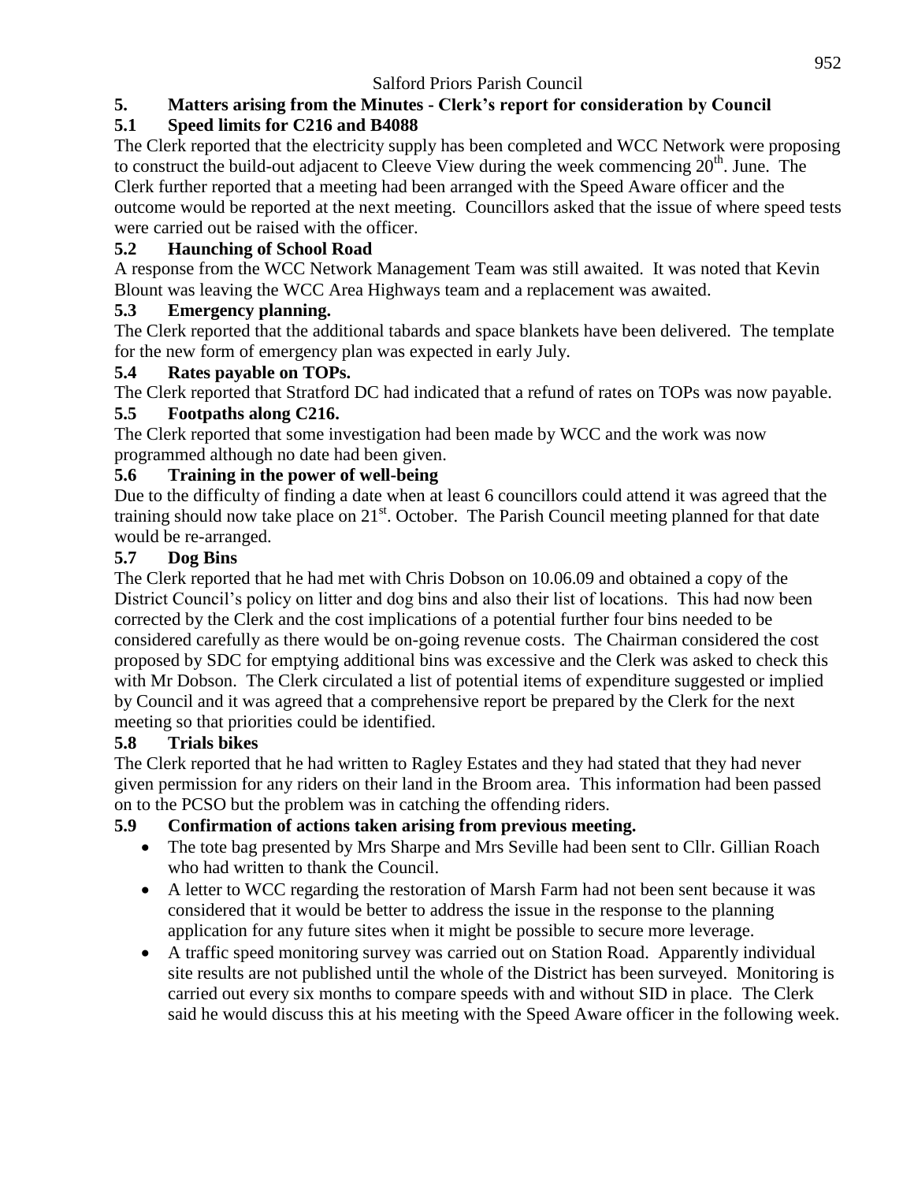## 5. Matters arising from the Minutes - Clerk's report for consideration by Council

### 5.1 Speed limits for C216 and B4088

The Clerk reported that the electricity supply has been completed and WCC Network were proposing to construct the build-out adjacent to Cleeve View during the week commencing 20th. June. The Clerk further reported that a meeting had been arranged with the Speed Aware officer and the outcome would be reported at the next meeting. Councillors asked that the issue of where speed tests were carried out be raised with the officer.

### 5.2 Haunching of School Road

A response from the WCC Network Management Team was still awaited. It was noted that Kevin Blount was leaving the WCC Area Highways team and a replacement was awaited.

### 5.3 Emergency planning.

The Clerk reported that the additional tabards and space blankets have been delivered. The template for the new form of emergency plan was expected in early July.

### 5.4 Rates payable on TOPs.

The Clerk reported that Stratford DC had indicated that a refund of rates on TOPs was now payable.

### 5.5 Footpaths along C216.

The Clerk reported that some investigation had been made by WCC and the work was now programmed although no date had been given.

### 5.6 Training in the power of well-being

Due to the difficulty of finding a date when at least 6 councillors could attend it was agreed that the training should now take place on 21st. October. The Parish Council meeting planned for that date would be re-arranged.

### 5.7 Dog Bins

The Clerk reported that he had met with Chris Dobson on 10.06.09 and obtained a copy of the District Council's policy on litter and dog bins and also their list of locations. This had now been corrected by the Clerk and the cost implications of a potential further four bins needed to be considered carefully as there would be on-going revenue costs. The Chairman considered the cost proposed by SDC for emptying additional bins was excessive and the Clerk was asked to check this with Mr Dobson. The Clerk circulated a list of potential items of expenditure suggested or implied by Council and it was agreed that a comprehensive report be prepared by the Clerk for the next meeting so that priorities could be identified.

### 5.8 Trials bikes

The Clerk reported that he had written to Ragley Estates and they had stated that they had never given permission for any riders on their land in the Broom area. This information had been passed on to the PCSO but the problem was in catching the offending riders.

### 5.9 Confirmation of actions taken arising from previous meeting.

- The tote bag presented by Mrs Sharpe and Mrs Seville had been sent to Cllr. Gillian Roach who had written to thank the Council.
- A letter to WCC regarding the restoration of Marsh Farm had not been sent because it was considered that it would be better to address the issue in the response to the planning application for any future sites when it might be possible to secure more leverage.
- A traffic speed monitoring survey was carried out on Station Road. Apparently individual site results are not published until the whole of the District has been surveyed. Monitoring is carried out every six months to compare speeds with and without SID in place. The Clerk said he would discuss this at his meeting with the Speed Aware officer in the following week.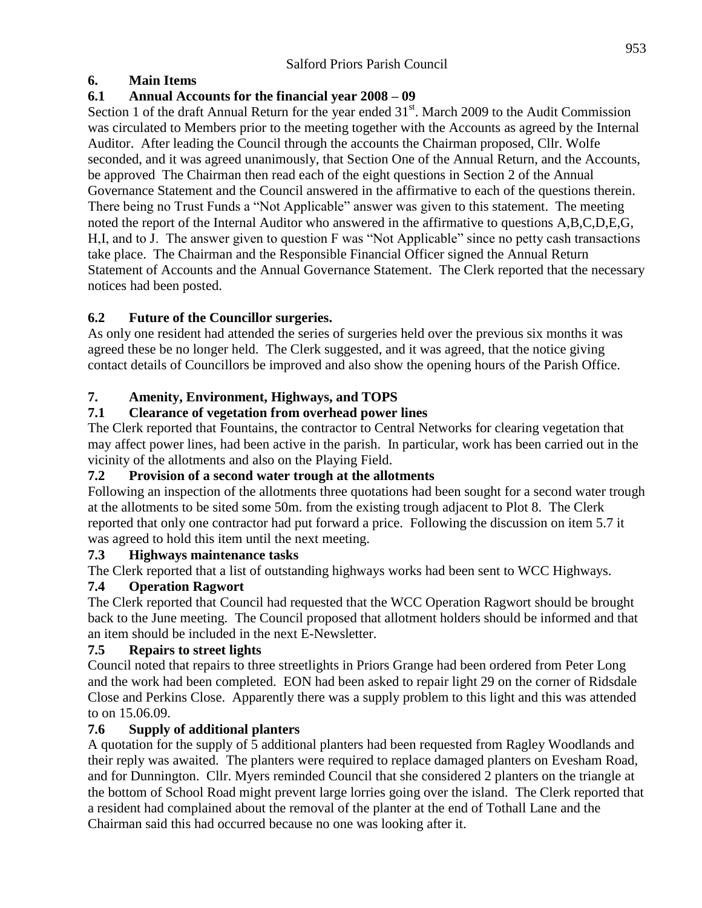Salford Priors Parish Council

## 6. Main Items

### 6.1 Annual Accounts for the financial year 2008 – 09

Section 1 of the draft Annual Return for the year ended 31st. March 2009 to the Audit Commission was circulated to Members prior to the meeting together with the Accounts as agreed by the Internal Auditor. After leading the Council through the accounts the Chairman proposed, Cllr. Wolfe seconded, and it was agreed unanimously, that Section One of the Annual Return, and the Accounts, be approved The Chairman then read each of the eight questions in Section 2 of the Annual Governance Statement and the Council answered in the affirmative to each of the questions therein. There being no Trust Funds a "Not Applicable" answer was given to this statement. The meeting noted the report of the Internal Auditor who answered in the affirmative to questions A,B,C,D,E,G, H,I, and to J. The answer given to question F was "Not Applicable" since no petty cash transactions take place. The Chairman and the Responsible Financial Officer signed the Annual Return Statement of Accounts and the Annual Governance Statement. The Clerk reported that the necessary notices had been posted.

### 6.2 Future of the Councillor surgeries.

As only one resident had attended the series of surgeries held over the previous six months it was agreed these be no longer held. The Clerk suggested, and it was agreed, that the notice giving contact details of Councillors be improved and also show the opening hours of the Parish Office.

## 7. Amenity, Environment, Highways, and TOPS

### 7.1 Clearance of vegetation from overhead power lines

The Clerk reported that Fountains, the contractor to Central Networks for clearing vegetation that may affect power lines, had been active in the parish. In particular, work has been carried out in the vicinity of the allotments and also on the Playing Field.

### 7.2 Provision of a second water trough at the allotments

Following an inspection of the allotments three quotations had been sought for a second water trough at the allotments to be sited some 50m. from the existing trough adjacent to Plot 8. The Clerk reported that only one contractor had put forward a price. Following the discussion on item 5.7 it was agreed to hold this item until the next meeting.

### 7.3 Highways maintenance tasks

The Clerk reported that a list of outstanding highways works had been sent to WCC Highways.

### 7.4 Operation Ragwort

The Clerk reported that Council had requested that the WCC Operation Ragwort should be brought back to the June meeting. The Council proposed that allotment holders should be informed and that an item should be included in the next E-Newsletter.

### 7.5 Repairs to street lights

Council noted that repairs to three streetlights in Priors Grange had been ordered from Peter Long and the work had been completed. EON had been asked to repair light 29 on the corner of Ridsdale Close and Perkins Close. Apparently there was a supply problem to this light and this was attended to on 15.06.09.

### 7.6 Supply of additional planters

A quotation for the supply of 5 additional planters had been requested from Ragley Woodlands and their reply was awaited. The planters were required to replace damaged planters on Evesham Road, and for Dunnington. Cllr. Myers reminded Council that she considered 2 planters on the triangle at the bottom of School Road might prevent large lorries going over the island. The Clerk reported that a resident had complained about the removal of the planter at the end of Tothall Lane and the Chairman said this had occurred because no one was looking after it.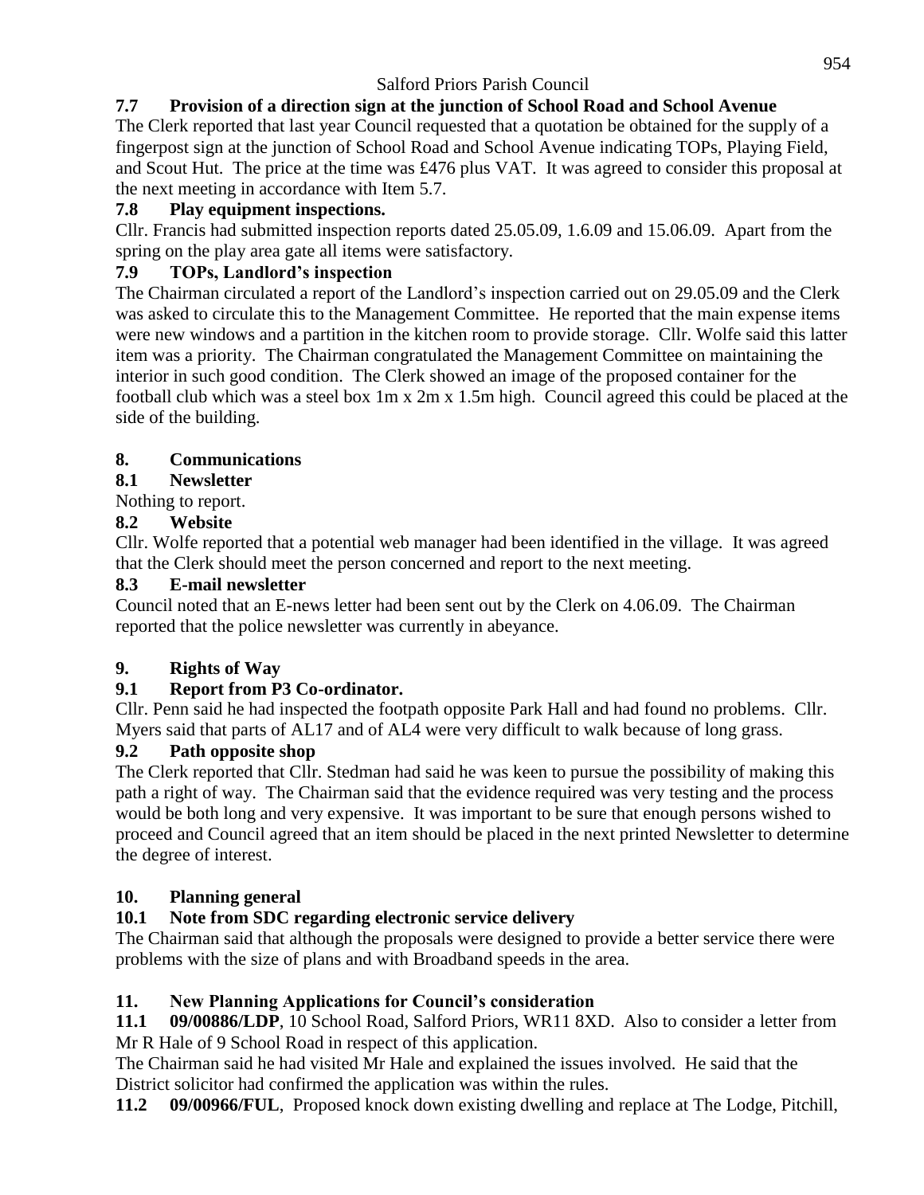### 7.7 Provision of a direction sign at the junction of School Road and School Avenue

The Clerk reported that last year Council requested that a quotation be obtained for the supply of a fingerpost sign at the junction of School Road and School Avenue indicating TOPs, Playing Field, and Scout Hut. The price at the time was £476 plus VAT. It was agreed to consider this proposal at the next meeting in accordance with Item 5.7.

### 7.8 Play equipment inspections.

Cllr. Francis had submitted inspection reports dated 25.05.09, 1.6.09 and 15.06.09. Apart from the spring on the play area gate all items were satisfactory.

### 7.9 TOPs, Landlord's inspection

The Chairman circulated a report of the Landlord's inspection carried out on 29.05.09 and the Clerk was asked to circulate this to the Management Committee. He reported that the main expense items were new windows and a partition in the kitchen room to provide storage. Cllr. Wolfe said this latter item was a priority. The Chairman congratulated the Management Committee on maintaining the interior in such good condition. The Clerk showed an image of the proposed container for the football club which was a steel box 1m x 2m x 1.5m high. Council agreed this could be placed at the side of the building.

## 8. Communications

### 8.1 Newsletter

Nothing to report.

### 8.2 Website

Cllr. Wolfe reported that a potential web manager had been identified in the village. It was agreed that the Clerk should meet the person concerned and report to the next meeting.

### 8.3 E-mail newsletter

Council noted that an E-news letter had been sent out by the Clerk on 4.06.09. The Chairman reported that the police newsletter was currently in abeyance.

## 9. Rights of Way

### 9.1 Report from P3 Co-ordinator.

Cllr. Penn said he had inspected the footpath opposite Park Hall and had found no problems. Cllr. Myers said that parts of AL17 and of AL4 were very difficult to walk because of long grass.

### 9.2 Path opposite shop

The Clerk reported that Cllr. Stedman had said he was keen to pursue the possibility of making this path a right of way. The Chairman said that the evidence required was very testing and the process would be both long and very expensive. It was important to be sure that enough persons wished to proceed and Council agreed that an item should be placed in the next printed Newsletter to determine the degree of interest.

## 10. Planning general

### 10.1 Note from SDC regarding electronic service delivery

The Chairman said that although the proposals were designed to provide a better service there were problems with the size of plans and with Broadband speeds in the area.

## 11. New Planning Applications for Council's consideration

**11.1 09/00886/LDP**, 10 School Road, Salford Priors, WR11 8XD. Also to consider a letter from Mr R Hale of 9 School Road in respect of this application.

The Chairman said he had visited Mr Hale and explained the issues involved. He said that the District solicitor had confirmed the application was within the rules.

**11.2 09/00966/FUL**, Proposed knock down existing dwelling and replace at The Lodge, Pitchill,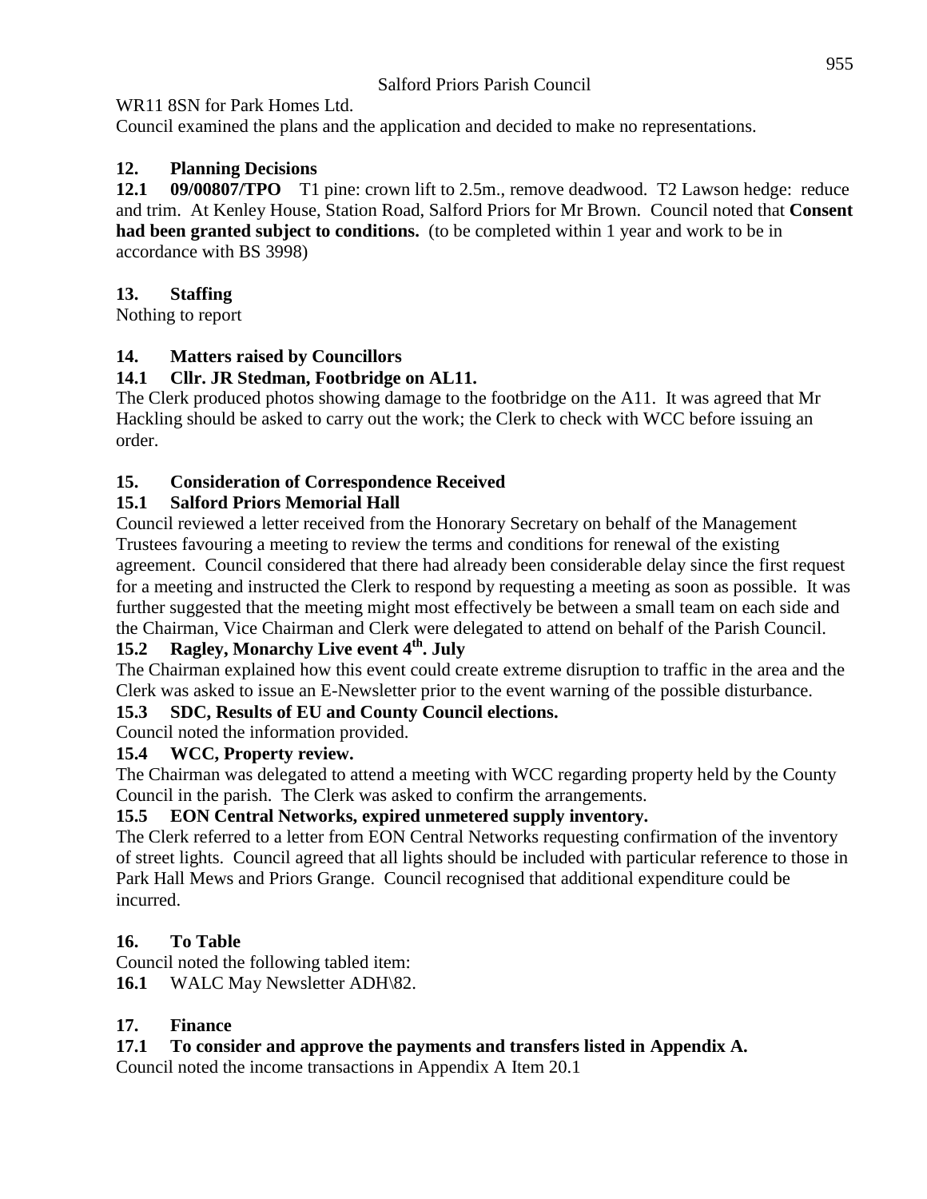WR11 8SN for Park Homes Ltd.

Council examined the plans and the application and decided to make no representations.

## 12. Planning Decisions

**12.1 09/00807/TPO** T1 pine: crown lift to 2.5m., remove deadwood. T2 Lawson hedge: reduce and trim. At Kenley House, Station Road, Salford Priors for Mr Brown. Council noted that **Consent had been granted subject to conditions.** (to be completed within 1 year and work to be in accordance with BS 3998)

## 13. Staffing

Nothing to report

## 14. Matters raised by Councillors

### 14.1 Cllr. JR Stedman, Footbridge on AL11.

The Clerk produced photos showing damage to the footbridge on the A11. It was agreed that Mr Hackling should be asked to carry out the work; the Clerk to check with WCC before issuing an order.

## 15. Consideration of Correspondence Received

### 15.1 Salford Priors Memorial Hall

Council reviewed a letter received from the Honorary Secretary on behalf of the Management Trustees favouring a meeting to review the terms and conditions for renewal of the existing agreement. Council considered that there had already been considerable delay since the first request for a meeting and instructed the Clerk to respond by requesting a meeting as soon as possible. It was further suggested that the meeting might most effectively be between a small team on each side and the Chairman, Vice Chairman and Clerk were delegated to attend on behalf of the Parish Council.

### 15.2 Ragley, Monarchy Live event 4th. July

The Chairman explained how this event could create extreme disruption to traffic in the area and the Clerk was asked to issue an E-Newsletter prior to the event warning of the possible disturbance.

### 15.3 SDC, Results of EU and County Council elections.

Council noted the information provided.

### 15.4 WCC, Property review.

The Chairman was delegated to attend a meeting with WCC regarding property held by the County Council in the parish. The Clerk was asked to confirm the arrangements.

### 15.5 EON Central Networks, expired unmetered supply inventory.

The Clerk referred to a letter from EON Central Networks requesting confirmation of the inventory of street lights. Council agreed that all lights should be included with particular reference to those in Park Hall Mews and Priors Grange. Council recognised that additional expenditure could be incurred.

## 16. To Table

Council noted the following tabled item:

**16.1** WALC May Newsletter ADH\82.

## 17. Finance

### 17.1 To consider and approve the payments and transfers listed in Appendix A.

Council noted the income transactions in Appendix A Item 20.1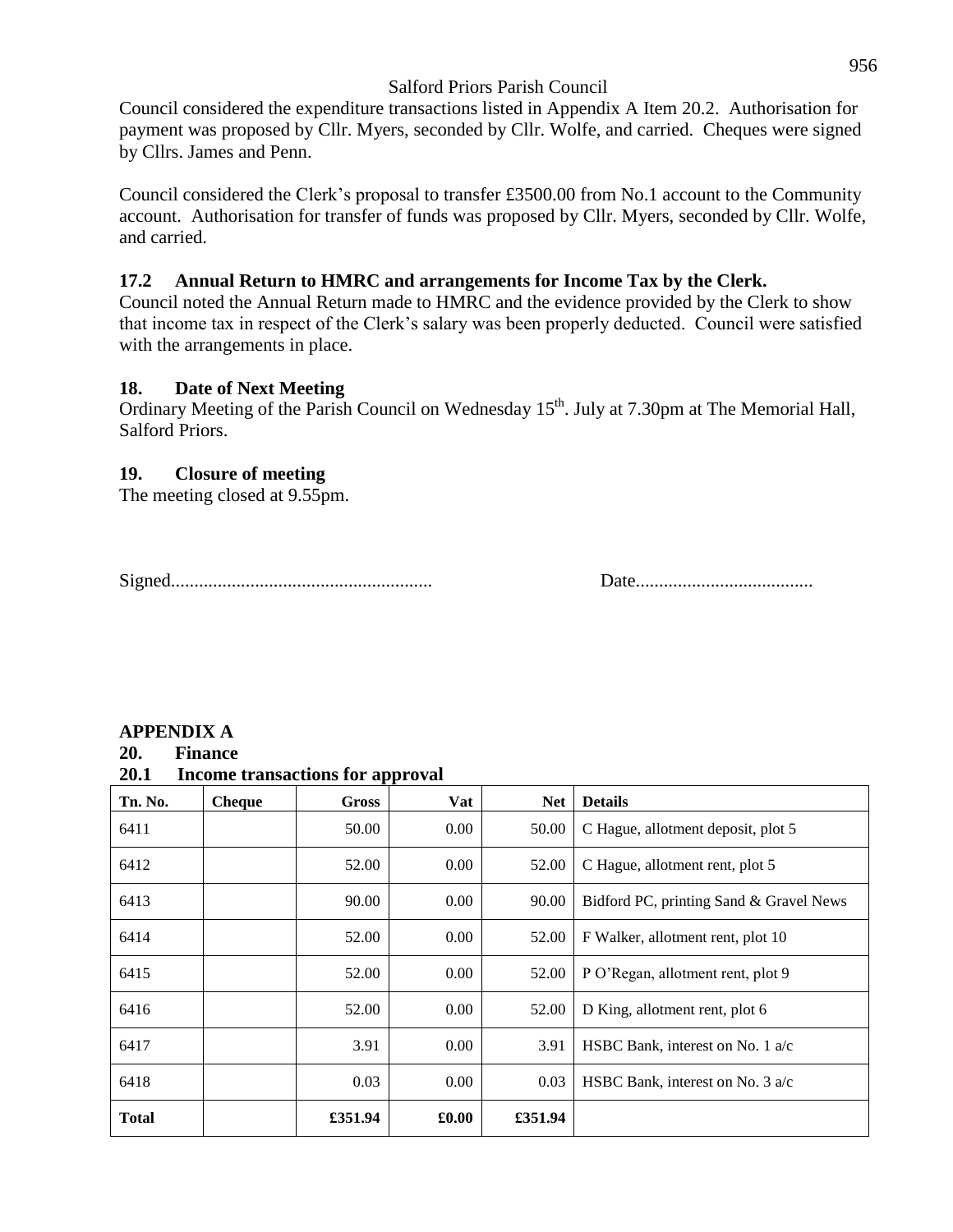Council considered the expenditure transactions listed in Appendix A Item 20.2. Authorisation for payment was proposed by Cllr. Myers, seconded by Cllr. Wolfe, and carried. Cheques were signed by Cllrs. James and Penn.

Council considered the Clerk's proposal to transfer £3500.00 from No.1 account to the Community account. Authorisation for transfer of funds was proposed by Cllr. Myers, seconded by Cllr. Wolfe, and carried.

### 17.2 Annual Return to HMRC and arrangements for Income Tax by the Clerk.

Council noted the Annual Return made to HMRC and the evidence provided by the Clerk to show that income tax in respect of the Clerk's salary was been properly deducted. Council were satisfied with the arrangements in place.

### 18. Date of Next Meeting

Ordinary Meeting of the Parish Council on Wednesday 15th. July at 7.30pm at The Memorial Hall, Salford Priors.

### 19. Closure of meeting

The meeting closed at 9.55pm.

Signed....................................................... Date......................................

## APPENDIX A

### 20. Finance

### 20.1 Income transactions for approval

| Tn. No. | Cheque | Gross | Vat | Net | Details |
|---|---|---|---|---|---|
| 6411 | | 50.00 | 0.00 | 50.00 | C Hague, allotment deposit, plot 5 |
| 6412 | | 52.00 | 0.00 | 52.00 | C Hague, allotment rent, plot 5 |
| 6413 | | 90.00 | 0.00 | 90.00 | Bidford PC, printing Sand & Gravel News |
| 6414 | | 52.00 | 0.00 | 52.00 | F Walker, allotment rent, plot 10 |
| 6415 | | 52.00 | 0.00 | 52.00 | P O'Regan, allotment rent, plot 9 |
| 6416 | | 52.00 | 0.00 | 52.00 | D King, allotment rent, plot 6 |
| 6417 | | 3.91 | 0.00 | 3.91 | HSBC Bank, interest on No. 1 a/c |
| 6418 | | 0.03 | 0.00 | 0.03 | HSBC Bank, interest on No. 3 a/c |
| **Total** | | **£351.94** | **£0.00** | **£351.94** | |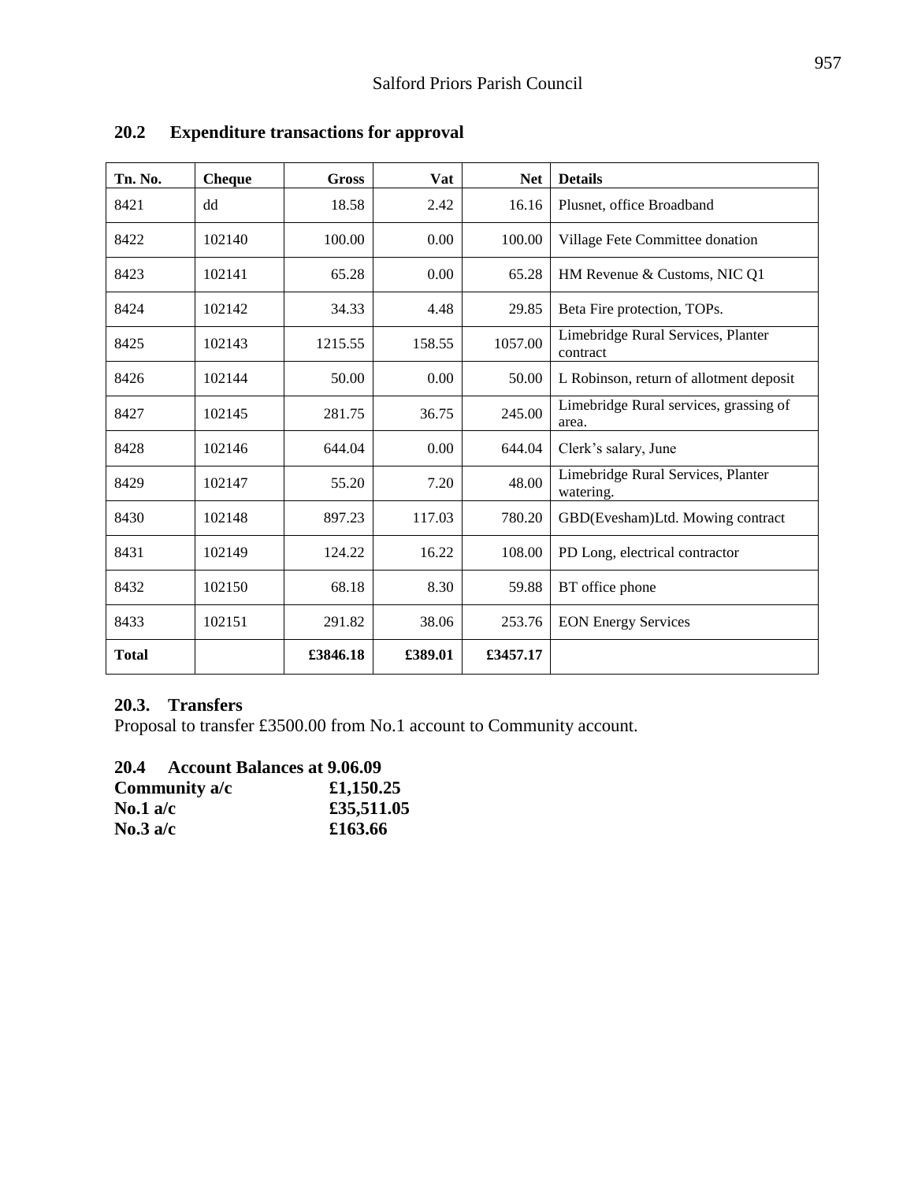Salford Priors Parish Council

## 20.2 Expenditure transactions for approval

| Tn. No. | Cheque | Gross | Vat | Net | Details |
|---|---|---|---|---|---|
| 8421 | dd | 18.58 | 2.42 | 16.16 | Plusnet, office Broadband |
| 8422 | 102140 | 100.00 | 0.00 | 100.00 | Village Fete Committee donation |
| 8423 | 102141 | 65.28 | 0.00 | 65.28 | HM Revenue & Customs, NIC Q1 |
| 8424 | 102142 | 34.33 | 4.48 | 29.85 | Beta Fire protection, TOPs. |
| 8425 | 102143 | 1215.55 | 158.55 | 1057.00 | Limebridge Rural Services, Planter contract |
| 8426 | 102144 | 50.00 | 0.00 | 50.00 | L Robinson, return of allotment deposit |
| 8427 | 102145 | 281.75 | 36.75 | 245.00 | Limebridge Rural services, grassing of area. |
| 8428 | 102146 | 644.04 | 0.00 | 644.04 | Clerk's salary, June |
| 8429 | 102147 | 55.20 | 7.20 | 48.00 | Limebridge Rural Services, Planter watering. |
| 8430 | 102148 | 897.23 | 117.03 | 780.20 | GBD(Evesham)Ltd. Mowing contract |
| 8431 | 102149 | 124.22 | 16.22 | 108.00 | PD Long, electrical contractor |
| 8432 | 102150 | 68.18 | 8.30 | 59.88 | BT office phone |
| 8433 | 102151 | 291.82 | 38.06 | 253.76 | EON Energy Services |
| **Total** | | **£3846.18** | **£389.01** | **£3457.17** | |

## 20.3. Transfers

Proposal to transfer £3500.00 from No.1 account to Community account.

## 20.4 Account Balances at 9.06.09

**Community a/c** **£1,150.25**
**No.1 a/c** **£35,511.05**
**No.3 a/c** **£163.66**